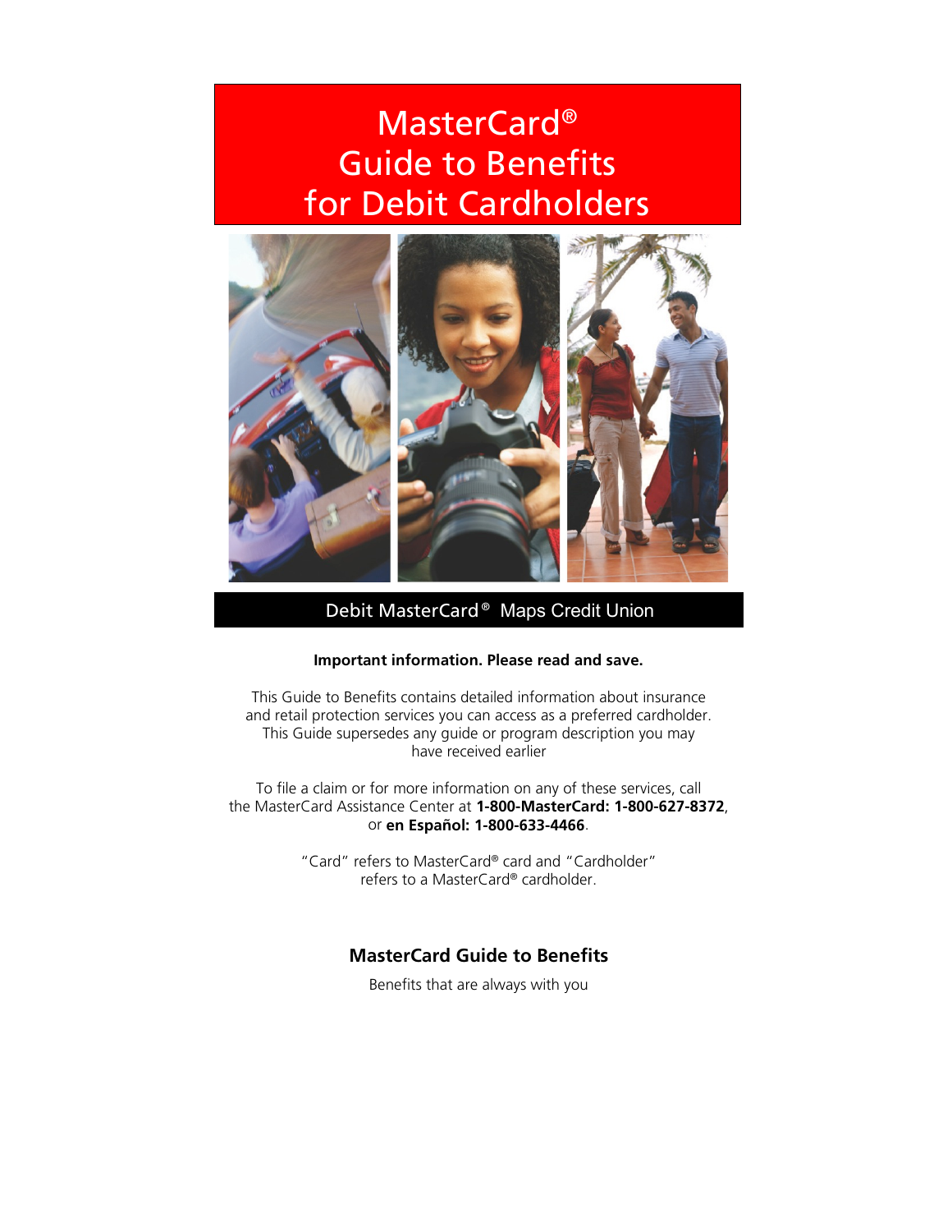# MasterCard®
# Guide to Benefits
# for Debit Cardholders

Debit MasterCard® Maps Credit Union

**Important information. Please read and save.**

This Guide to Benefits contains detailed information about insurance and retail protection services you can access as a preferred cardholder. This Guide supersedes any guide or program description you may have received earlier

To file a claim or for more information on any of these services, call the MasterCard Assistance Center at **1-800-MasterCard: 1-800-627-8372**, or **en Español: 1-800-633-4466**.

"Card" refers to MasterCard® card and "Cardholder" refers to a MasterCard® cardholder.

## MasterCard Guide to Benefits

Benefits that are always with you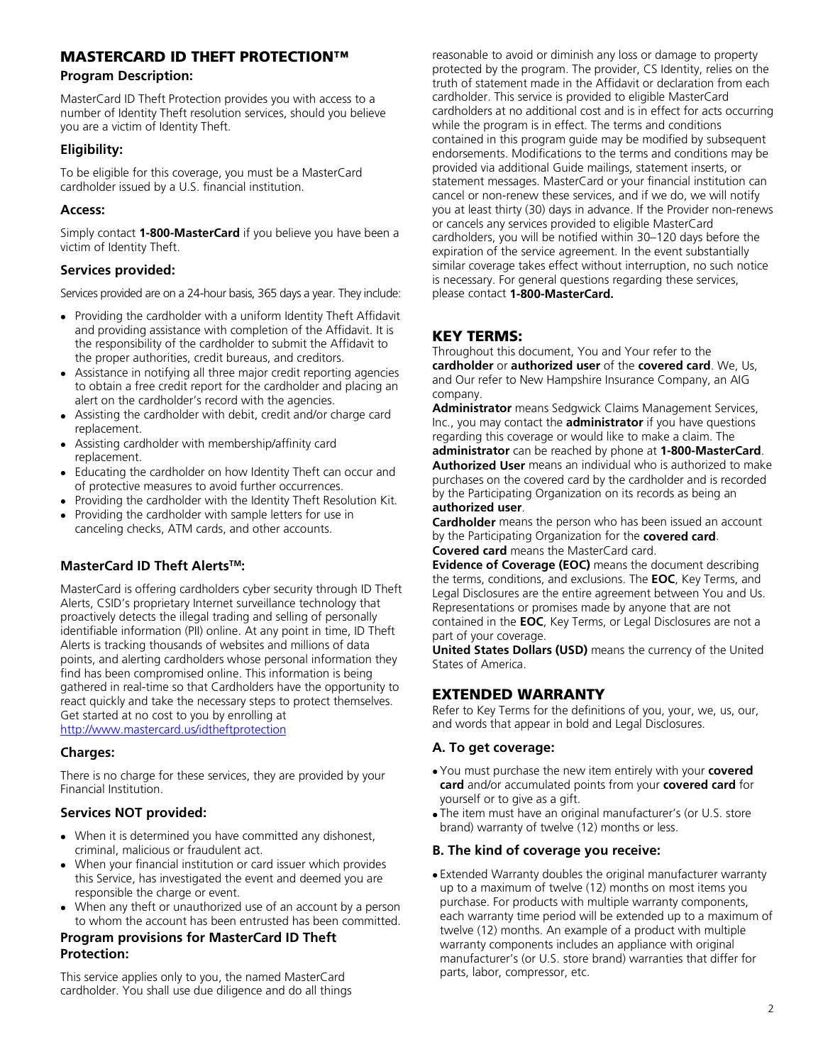## MASTERCARD ID THEFT PROTECTION™

### Program Description:

MasterCard ID Theft Protection provides you with access to a number of Identity Theft resolution services, should you believe you are a victim of Identity Theft.

### Eligibility:

To be eligible for this coverage, you must be a MasterCard cardholder issued by a U.S. financial institution.

### Access:

Simply contact **1-800-MasterCard** if you believe you have been a victim of Identity Theft.

### Services provided:

Services provided are on a 24-hour basis, 365 days a year. They include:

- Providing the cardholder with a uniform Identity Theft Affidavit and providing assistance with completion of the Affidavit. It is the responsibility of the cardholder to submit the Affidavit to the proper authorities, credit bureaus, and creditors.
- Assistance in notifying all three major credit reporting agencies to obtain a free credit report for the cardholder and placing an alert on the cardholder's record with the agencies.
- Assisting the cardholder with debit, credit and/or charge card replacement.
- Assisting cardholder with membership/affinity card replacement.
- Educating the cardholder on how Identity Theft can occur and of protective measures to avoid further occurrences.
- Providing the cardholder with the Identity Theft Resolution Kit.
- Providing the cardholder with sample letters for use in canceling checks, ATM cards, and other accounts.

### MasterCard ID Theft Alerts™:

MasterCard is offering cardholders cyber security through ID Theft Alerts, CSID's proprietary Internet surveillance technology that proactively detects the illegal trading and selling of personally identifiable information (PII) online. At any point in time, ID Theft Alerts is tracking thousands of websites and millions of data points, and alerting cardholders whose personal information they find has been compromised online. This information is being gathered in real-time so that Cardholders have the opportunity to react quickly and take the necessary steps to protect themselves. Get started at no cost to you by enrolling at http://www.mastercard.us/idtheftprotection

### Charges:

There is no charge for these services, they are provided by your Financial Institution.

### Services NOT provided:

- When it is determined you have committed any dishonest, criminal, malicious or fraudulent act.
- When your financial institution or card issuer which provides this Service, has investigated the event and deemed you are responsible the charge or event.
- When any theft or unauthorized use of an account by a person to whom the account has been entrusted has been committed.

### Program provisions for MasterCard ID Theft Protection:

This service applies only to you, the named MasterCard cardholder. You shall use due diligence and do all things reasonable to avoid or diminish any loss or damage to property protected by the program. The provider, CS Identity, relies on the truth of statement made in the Affidavit or declaration from each cardholder. This service is provided to eligible MasterCard cardholders at no additional cost and is in effect for acts occurring while the program is in effect. The terms and conditions contained in this program guide may be modified by subsequent endorsements. Modifications to the terms and conditions may be provided via additional Guide mailings, statement inserts, or statement messages. MasterCard or your financial institution can cancel or non-renew these services, and if we do, we will notify you at least thirty (30) days in advance. If the Provider non-renews or cancels any services provided to eligible MasterCard cardholders, you will be notified within 30–120 days before the expiration of the service agreement. In the event substantially similar coverage takes effect without interruption, no such notice is necessary. For general questions regarding these services, please contact **1-800-MasterCard.**

## KEY TERMS:

Throughout this document, You and Your refer to the **cardholder** or **authorized user** of the **covered card**. We, Us, and Our refer to New Hampshire Insurance Company, an AIG company.

**Administrator** means Sedgwick Claims Management Services, Inc., you may contact the **administrator** if you have questions regarding this coverage or would like to make a claim. The **administrator** can be reached by phone at **1-800-MasterCard**.

**Authorized User** means an individual who is authorized to make purchases on the covered card by the cardholder and is recorded by the Participating Organization on its records as being an **authorized user**.

**Cardholder** means the person who has been issued an account by the Participating Organization for the **covered card**.

**Covered card** means the MasterCard card.

**Evidence of Coverage (EOC)** means the document describing the terms, conditions, and exclusions. The **EOC**, Key Terms, and Legal Disclosures are the entire agreement between You and Us. Representations or promises made by anyone that are not contained in the **EOC**, Key Terms, or Legal Disclosures are not a part of your coverage.

**United States Dollars (USD)** means the currency of the United States of America.

## EXTENDED WARRANTY

Refer to Key Terms for the definitions of you, your, we, us, our, and words that appear in bold and Legal Disclosures.

### A. To get coverage:

- You must purchase the new item entirely with your **covered card** and/or accumulated points from your **covered card** for yourself or to give as a gift.
- The item must have an original manufacturer's (or U.S. store brand) warranty of twelve (12) months or less.

### B. The kind of coverage you receive:

- Extended Warranty doubles the original manufacturer warranty up to a maximum of twelve (12) months on most items you purchase. For products with multiple warranty components, each warranty time period will be extended up to a maximum of twelve (12) months. An example of a product with multiple warranty components includes an appliance with original manufacturer's (or U.S. store brand) warranties that differ for parts, labor, compressor, etc.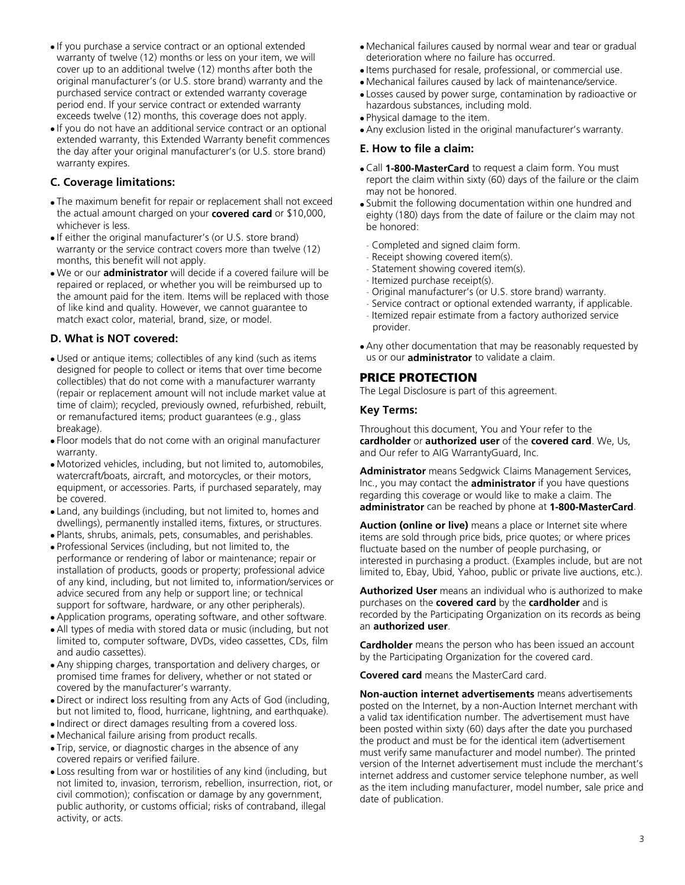- If you purchase a service contract or an optional extended warranty of twelve (12) months or less on your item, we will cover up to an additional twelve (12) months after both the original manufacturer's (or U.S. store brand) warranty and the purchased service contract or extended warranty coverage period end. If your service contract or extended warranty exceeds twelve (12) months, this coverage does not apply.
- If you do not have an additional service contract or an optional extended warranty, this Extended Warranty benefit commences the day after your original manufacturer's (or U.S. store brand) warranty expires.

### C. Coverage limitations:

- The maximum benefit for repair or replacement shall not exceed the actual amount charged on your **covered card** or $10,000, whichever is less.
- If either the original manufacturer's (or U.S. store brand) warranty or the service contract covers more than twelve (12) months, this benefit will not apply.
- We or our **administrator** will decide if a covered failure will be repaired or replaced, or whether you will be reimbursed up to the amount paid for the item. Items will be replaced with those of like kind and quality. However, we cannot guarantee to match exact color, material, brand, size, or model.

### D. What is NOT covered:

- Used or antique items; collectibles of any kind (such as items designed for people to collect or items that over time become collectibles) that do not come with a manufacturer warranty (repair or replacement amount will not include market value at time of claim); recycled, previously owned, refurbished, rebuilt, or remanufactured items; product guarantees (e.g., glass breakage).
- Floor models that do not come with an original manufacturer warranty.
- Motorized vehicles, including, but not limited to, automobiles, watercraft/boats, aircraft, and motorcycles, or their motors, equipment, or accessories. Parts, if purchased separately, may be covered.
- Land, any buildings (including, but not limited to, homes and dwellings), permanently installed items, fixtures, or structures.
- Plants, shrubs, animals, pets, consumables, and perishables.
- Professional Services (including, but not limited to, the performance or rendering of labor or maintenance; repair or installation of products, goods or property; professional advice of any kind, including, but not limited to, information/services or advice secured from any help or support line; or technical support for software, hardware, or any other peripherals).
- Application programs, operating software, and other software.
- All types of media with stored data or music (including, but not limited to, computer software, DVDs, video cassettes, CDs, film and audio cassettes).
- Any shipping charges, transportation and delivery charges, or promised time frames for delivery, whether or not stated or covered by the manufacturer's warranty.
- Direct or indirect loss resulting from any Acts of God (including, but not limited to, flood, hurricane, lightning, and earthquake).
- Indirect or direct damages resulting from a covered loss.
- Mechanical failure arising from product recalls.
- Trip, service, or diagnostic charges in the absence of any covered repairs or verified failure.
- Loss resulting from war or hostilities of any kind (including, but not limited to, invasion, terrorism, rebellion, insurrection, riot, or civil commotion); confiscation or damage by any government, public authority, or customs official; risks of contraband, illegal activity, or acts.
- Mechanical failures caused by normal wear and tear or gradual deterioration where no failure has occurred.
- Items purchased for resale, professional, or commercial use.
- Mechanical failures caused by lack of maintenance/service.
- Losses caused by power surge, contamination by radioactive or hazardous substances, including mold.
- Physical damage to the item.
- Any exclusion listed in the original manufacturer's warranty.

### E. How to file a claim:

- Call **1-800-MasterCard** to request a claim form. You must report the claim within sixty (60) days of the failure or the claim may not be honored.
- Submit the following documentation within one hundred and eighty (180) days from the date of failure or the claim may not be honored:
  - Completed and signed claim form.
  - Receipt showing covered item(s).
  - Statement showing covered item(s).
  - Itemized purchase receipt(s).
  - Original manufacturer's (or U.S. store brand) warranty.
  - Service contract or optional extended warranty, if applicable.
  - Itemized repair estimate from a factory authorized service provider.
- Any other documentation that may be reasonably requested by us or our **administrator** to validate a claim.

## PRICE PROTECTION

The Legal Disclosure is part of this agreement.

### Key Terms:

Throughout this document, You and Your refer to the **cardholder** or **authorized user** of the **covered card**. We, Us, and Our refer to AIG WarrantyGuard, Inc.

**Administrator** means Sedgwick Claims Management Services, Inc., you may contact the **administrator** if you have questions regarding this coverage or would like to make a claim. The **administrator** can be reached by phone at **1-800-MasterCard**.

**Auction (online or live)** means a place or Internet site where items are sold through price bids, price quotes; or where prices fluctuate based on the number of people purchasing, or interested in purchasing a product. (Examples include, but are not limited to, Ebay, Ubid, Yahoo, public or private live auctions, etc.).

**Authorized User** means an individual who is authorized to make purchases on the **covered card** by the **cardholder** and is recorded by the Participating Organization on its records as being an **authorized user**.

**Cardholder** means the person who has been issued an account by the Participating Organization for the covered card.

**Covered card** means the MasterCard card.

**Non-auction internet advertisements** means advertisements posted on the Internet, by a non-Auction Internet merchant with a valid tax identification number. The advertisement must have been posted within sixty (60) days after the date you purchased the product and must be for the identical item (advertisement must verify same manufacturer and model number). The printed version of the Internet advertisement must include the merchant's internet address and customer service telephone number, as well as the item including manufacturer, model number, sale price and date of publication.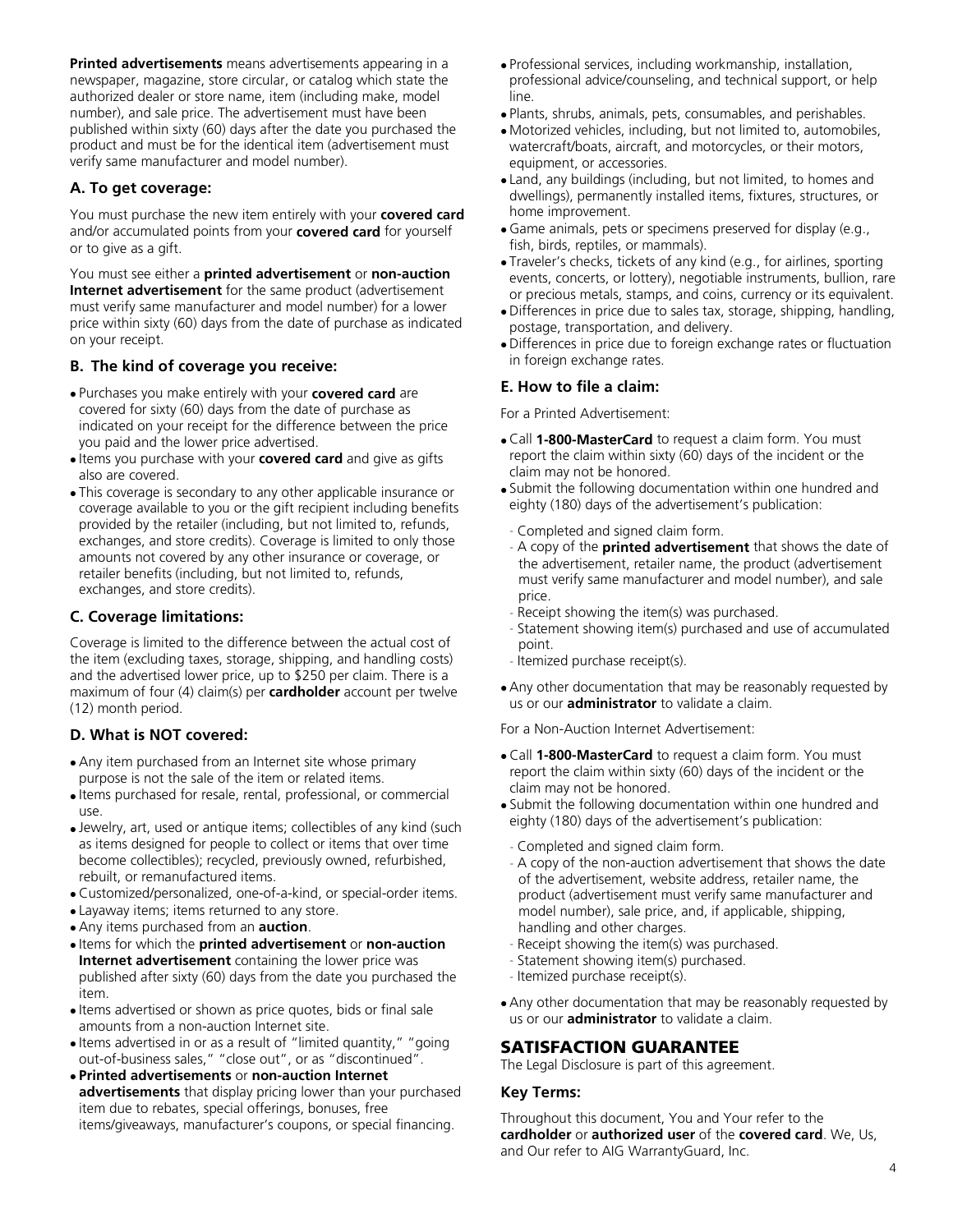**Printed advertisements** means advertisements appearing in a newspaper, magazine, store circular, or catalog which state the authorized dealer or store name, item (including make, model number), and sale price. The advertisement must have been published within sixty (60) days after the date you purchased the product and must be for the identical item (advertisement must verify same manufacturer and model number).

### A. To get coverage:

You must purchase the new item entirely with your **covered card** and/or accumulated points from your **covered card** for yourself or to give as a gift.

You must see either a **printed advertisement** or **non-auction Internet advertisement** for the same product (advertisement must verify same manufacturer and model number) for a lower price within sixty (60) days from the date of purchase as indicated on your receipt.

### B. The kind of coverage you receive:

- Purchases you make entirely with your **covered card** are covered for sixty (60) days from the date of purchase as indicated on your receipt for the difference between the price you paid and the lower price advertised.
- Items you purchase with your **covered card** and give as gifts also are covered.
- This coverage is secondary to any other applicable insurance or coverage available to you or the gift recipient including benefits provided by the retailer (including, but not limited to, refunds, exchanges, and store credits). Coverage is limited to only those amounts not covered by any other insurance or coverage, or retailer benefits (including, but not limited to, refunds, exchanges, and store credits).

### C. Coverage limitations:

Coverage is limited to the difference between the actual cost of the item (excluding taxes, storage, shipping, and handling costs) and the advertised lower price, up to $250 per claim. There is a maximum of four (4) claim(s) per **cardholder** account per twelve (12) month period.

### D. What is NOT covered:

- Any item purchased from an Internet site whose primary purpose is not the sale of the item or related items.
- Items purchased for resale, rental, professional, or commercial use.
- Jewelry, art, used or antique items; collectibles of any kind (such as items designed for people to collect or items that over time become collectibles); recycled, previously owned, refurbished, rebuilt, or remanufactured items.
- Customized/personalized, one-of-a-kind, or special-order items.
- Layaway items; items returned to any store.
- Any items purchased from an **auction**.
- Items for which the **printed advertisement** or **non-auction Internet advertisement** containing the lower price was published after sixty (60) days from the date you purchased the item.
- Items advertised or shown as price quotes, bids or final sale amounts from a non-auction Internet site.
- Items advertised in or as a result of "limited quantity," "going out-of-business sales," "close out", or as "discontinued".
- **Printed advertisements** or **non-auction Internet advertisements** that display pricing lower than your purchased item due to rebates, special offerings, bonuses, free items/giveaways, manufacturer's coupons, or special financing.
- Professional services, including workmanship, installation, professional advice/counseling, and technical support, or help line.
- Plants, shrubs, animals, pets, consumables, and perishables.
- Motorized vehicles, including, but not limited to, automobiles, watercraft/boats, aircraft, and motorcycles, or their motors, equipment, or accessories.
- Land, any buildings (including, but not limited, to homes and dwellings), permanently installed items, fixtures, structures, or home improvement.
- Game animals, pets or specimens preserved for display (e.g., fish, birds, reptiles, or mammals).
- Traveler's checks, tickets of any kind (e.g., for airlines, sporting events, concerts, or lottery), negotiable instruments, bullion, rare or precious metals, stamps, and coins, currency or its equivalent.
- Differences in price due to sales tax, storage, shipping, handling, postage, transportation, and delivery.
- Differences in price due to foreign exchange rates or fluctuation in foreign exchange rates.

### E. How to file a claim:

For a Printed Advertisement:

- Call **1-800-MasterCard** to request a claim form. You must report the claim within sixty (60) days of the incident or the claim may not be honored.
- Submit the following documentation within one hundred and eighty (180) days of the advertisement's publication:
  - Completed and signed claim form.
  - A copy of the **printed advertisement** that shows the date of the advertisement, retailer name, the product (advertisement must verify same manufacturer and model number), and sale price.
  - Receipt showing the item(s) was purchased.
  - Statement showing item(s) purchased and use of accumulated point.
  - Itemized purchase receipt(s).
- Any other documentation that may be reasonably requested by us or our **administrator** to validate a claim.

For a Non-Auction Internet Advertisement:

- Call **1-800-MasterCard** to request a claim form. You must report the claim within sixty (60) days of the incident or the claim may not be honored.
- Submit the following documentation within one hundred and eighty (180) days of the advertisement's publication:
  - Completed and signed claim form.
  - A copy of the non-auction advertisement that shows the date of the advertisement, website address, retailer name, the product (advertisement must verify same manufacturer and model number), sale price, and, if applicable, shipping, handling and other charges.
  - Receipt showing the item(s) was purchased.
  - Statement showing item(s) purchased.
  - Itemized purchase receipt(s).
- Any other documentation that may be reasonably requested by us or our **administrator** to validate a claim.

## SATISFACTION GUARANTEE

The Legal Disclosure is part of this agreement.

### Key Terms:

Throughout this document, You and Your refer to the **cardholder** or **authorized user** of the **covered card**. We, Us, and Our refer to AIG WarrantyGuard, Inc.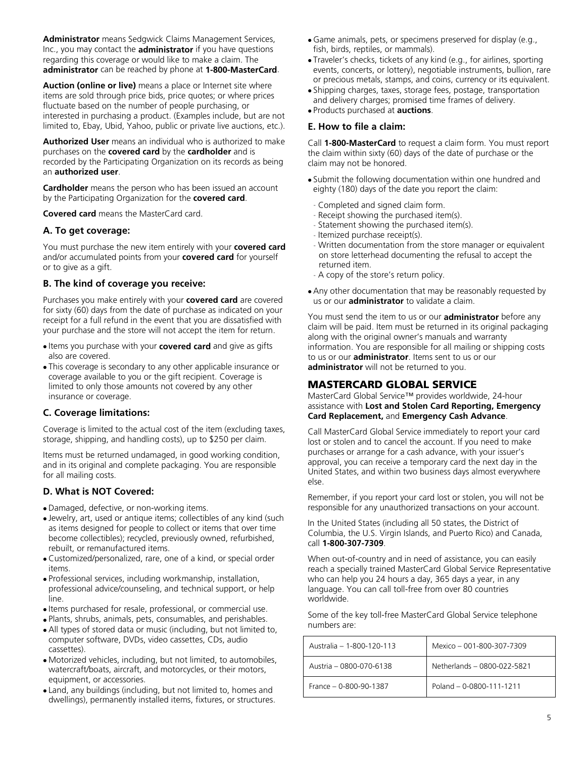**Administrator** means Sedgwick Claims Management Services, Inc., you may contact the **administrator** if you have questions regarding this coverage or would like to make a claim. The **administrator** can be reached by phone at **1-800-MasterCard**.

**Auction (online or live)** means a place or Internet site where items are sold through price bids, price quotes; or where prices fluctuate based on the number of people purchasing, or interested in purchasing a product. (Examples include, but are not limited to, Ebay, Ubid, Yahoo, public or private live auctions, etc.).

**Authorized User** means an individual who is authorized to make purchases on the **covered card** by the **cardholder** and is recorded by the Participating Organization on its records as being an **authorized user**.

**Cardholder** means the person who has been issued an account by the Participating Organization for the **covered card**.

**Covered card** means the MasterCard card.

### A. To get coverage:

You must purchase the new item entirely with your **covered card** and/or accumulated points from your **covered card** for yourself or to give as a gift.

### B. The kind of coverage you receive:

Purchases you make entirely with your **covered card** are covered for sixty (60) days from the date of purchase as indicated on your receipt for a full refund in the event that you are dissatisfied with your purchase and the store will not accept the item for return.

- Items you purchase with your **covered card** and give as gifts also are covered.
- This coverage is secondary to any other applicable insurance or coverage available to you or the gift recipient. Coverage is limited to only those amounts not covered by any other insurance or coverage.

### C. Coverage limitations:

Coverage is limited to the actual cost of the item (excluding taxes, storage, shipping, and handling costs), up to $250 per claim.

Items must be returned undamaged, in good working condition, and in its original and complete packaging. You are responsible for all mailing costs.

### D. What is NOT Covered:

- Damaged, defective, or non-working items.
- Jewelry, art, used or antique items; collectibles of any kind (such as items designed for people to collect or items that over time become collectibles); recycled, previously owned, refurbished, rebuilt, or remanufactured items.
- Customized/personalized, rare, one of a kind, or special order items.
- Professional services, including workmanship, installation, professional advice/counseling, and technical support, or help line.
- Items purchased for resale, professional, or commercial use.
- Plants, shrubs, animals, pets, consumables, and perishables.
- All types of stored data or music (including, but not limited to, computer software, DVDs, video cassettes, CDs, audio cassettes).
- Motorized vehicles, including, but not limited, to automobiles, watercraft/boats, aircraft, and motorcycles, or their motors, equipment, or accessories.
- Land, any buildings (including, but not limited to, homes and dwellings), permanently installed items, fixtures, or structures.
- Game animals, pets, or specimens preserved for display (e.g., fish, birds, reptiles, or mammals).
- Traveler's checks, tickets of any kind (e.g., for airlines, sporting events, concerts, or lottery), negotiable instruments, bullion, rare or precious metals, stamps, and coins, currency or its equivalent.
- Shipping charges, taxes, storage fees, postage, transportation and delivery charges; promised time frames of delivery.
- Products purchased at **auctions**.

### E. How to file a claim:

Call **1-800-MasterCard** to request a claim form. You must report the claim within sixty (60) days of the date of purchase or the claim may not be honored.

- Submit the following documentation within one hundred and eighty (180) days of the date you report the claim:
  - Completed and signed claim form.
  - Receipt showing the purchased item(s).
  - Statement showing the purchased item(s).
  - Itemized purchase receipt(s).
  - Written documentation from the store manager or equivalent on store letterhead documenting the refusal to accept the returned item.
  - A copy of the store's return policy.
- Any other documentation that may be reasonably requested by us or our **administrator** to validate a claim.

You must send the item to us or our **administrator** before any claim will be paid. Item must be returned in its original packaging along with the original owner's manuals and warranty information. You are responsible for all mailing or shipping costs to us or our **administrator**. Items sent to us or our **administrator** will not be returned to you.

## MASTERCARD GLOBAL SERVICE

MasterCard Global Service™ provides worldwide, 24-hour assistance with **Lost and Stolen Card Reporting, Emergency Card Replacement,** and **Emergency Cash Advance**.

Call MasterCard Global Service immediately to report your card lost or stolen and to cancel the account. If you need to make purchases or arrange for a cash advance, with your issuer's approval, you can receive a temporary card the next day in the United States, and within two business days almost everywhere else.

Remember, if you report your card lost or stolen, you will not be responsible for any unauthorized transactions on your account.

In the United States (including all 50 states, the District of Columbia, the U.S. Virgin Islands, and Puerto Rico) and Canada, call **1-800-307-7309**.

When out-of-country and in need of assistance, you can easily reach a specially trained MasterCard Global Service Representative who can help you 24 hours a day, 365 days a year, in any language. You can call toll-free from over 80 countries worldwide.

Some of the key toll-free MasterCard Global Service telephone numbers are:

| Australia – 1-800-120-113 | Mexico – 001-800-307-7309 |
|---|---|
| Austria – 0800-070-6138 | Netherlands – 0800-022-5821 |
| France – 0-800-90-1387 | Poland – 0-0800-111-1211 |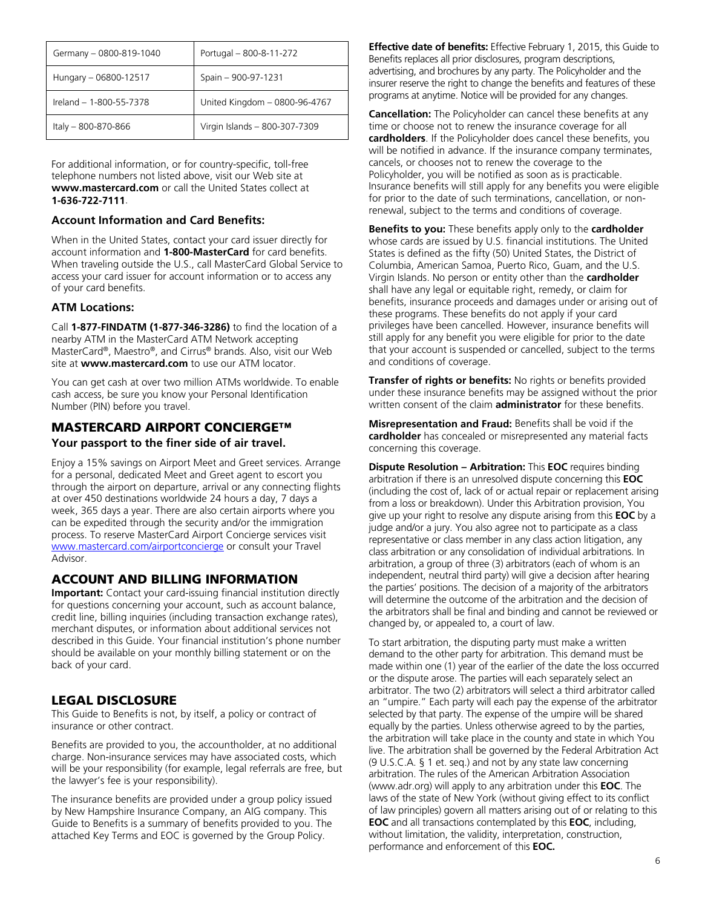| Germany – 0800-819-1040 | Portugal – 800-8-11-272 |
|---|---|
| Hungary – 06800-12517 | Spain – 900-97-1231 |
| Ireland – 1-800-55-7378 | United Kingdom – 0800-96-4767 |
| Italy – 800-870-866 | Virgin Islands – 800-307-7309 |

For additional information, or for country-specific, toll-free telephone numbers not listed above, visit our Web site at **www.mastercard.com** or call the United States collect at **1-636-722-7111**.

### Account Information and Card Benefits:

When in the United States, contact your card issuer directly for account information and **1-800-MasterCard** for card benefits. When traveling outside the U.S., call MasterCard Global Service to access your card issuer for account information or to access any of your card benefits.

### ATM Locations:

Call **1-877-FINDATM (1-877-346-3286)** to find the location of a nearby ATM in the MasterCard ATM Network accepting MasterCard®, Maestro®, and Cirrus® brands. Also, visit our Web site at **www.mastercard.com** to use our ATM locator.

You can get cash at over two million ATMs worldwide. To enable cash access, be sure you know your Personal Identification Number (PIN) before you travel.

## MASTERCARD AIRPORT CONCIERGE™

### Your passport to the finer side of air travel.

Enjoy a 15% savings on Airport Meet and Greet services. Arrange for a personal, dedicated Meet and Greet agent to escort you through the airport on departure, arrival or any connecting flights at over 450 destinations worldwide 24 hours a day, 7 days a week, 365 days a year. There are also certain airports where you can be expedited through the security and/or the immigration process. To reserve MasterCard Airport Concierge services visit www.mastercard.com/airportconcierge or consult your Travel Advisor.

## ACCOUNT AND BILLING INFORMATION

**Important:** Contact your card-issuing financial institution directly for questions concerning your account, such as account balance, credit line, billing inquiries (including transaction exchange rates), merchant disputes, or information about additional services not described in this Guide. Your financial institution's phone number should be available on your monthly billing statement or on the back of your card.

## LEGAL DISCLOSURE

This Guide to Benefits is not, by itself, a policy or contract of insurance or other contract.

Benefits are provided to you, the accountholder, at no additional charge. Non-insurance services may have associated costs, which will be your responsibility (for example, legal referrals are free, but the lawyer's fee is your responsibility).

The insurance benefits are provided under a group policy issued by New Hampshire Insurance Company, an AIG company. This Guide to Benefits is a summary of benefits provided to you. The attached Key Terms and EOC is governed by the Group Policy.

**Effective date of benefits:** Effective February 1, 2015, this Guide to Benefits replaces all prior disclosures, program descriptions, advertising, and brochures by any party. The Policyholder and the insurer reserve the right to change the benefits and features of these programs at anytime. Notice will be provided for any changes.

**Cancellation:** The Policyholder can cancel these benefits at any time or choose not to renew the insurance coverage for all **cardholders**. If the Policyholder does cancel these benefits, you will be notified in advance. If the insurance company terminates, cancels, or chooses not to renew the coverage to the Policyholder, you will be notified as soon as is practicable. Insurance benefits will still apply for any benefits you were eligible for prior to the date of such terminations, cancellation, or non-renewal, subject to the terms and conditions of coverage.

**Benefits to you:** These benefits apply only to the **cardholder** whose cards are issued by U.S. financial institutions. The United States is defined as the fifty (50) United States, the District of Columbia, American Samoa, Puerto Rico, Guam, and the U.S. Virgin Islands. No person or entity other than the **cardholder** shall have any legal or equitable right, remedy, or claim for benefits, insurance proceeds and damages under or arising out of these programs. These benefits do not apply if your card privileges have been cancelled. However, insurance benefits will still apply for any benefit you were eligible for prior to the date that your account is suspended or cancelled, subject to the terms and conditions of coverage.

**Transfer of rights or benefits:** No rights or benefits provided under these insurance benefits may be assigned without the prior written consent of the claim **administrator** for these benefits.

**Misrepresentation and Fraud:** Benefits shall be void if the **cardholder** has concealed or misrepresented any material facts concerning this coverage.

**Dispute Resolution – Arbitration:** This **EOC** requires binding arbitration if there is an unresolved dispute concerning this **EOC** (including the cost of, lack of or actual repair or replacement arising from a loss or breakdown). Under this Arbitration provision, You give up your right to resolve any dispute arising from this **EOC** by a judge and/or a jury. You also agree not to participate as a class representative or class member in any class action litigation, any class arbitration or any consolidation of individual arbitrations. In arbitration, a group of three (3) arbitrators (each of whom is an independent, neutral third party) will give a decision after hearing the parties' positions. The decision of a majority of the arbitrators will determine the outcome of the arbitration and the decision of the arbitrators shall be final and binding and cannot be reviewed or changed by, or appealed to, a court of law.

To start arbitration, the disputing party must make a written demand to the other party for arbitration. This demand must be made within one (1) year of the earlier of the date the loss occurred or the dispute arose. The parties will each separately select an arbitrator. The two (2) arbitrators will select a third arbitrator called an "umpire." Each party will each pay the expense of the arbitrator selected by that party. The expense of the umpire will be shared equally by the parties. Unless otherwise agreed to by the parties, the arbitration will take place in the county and state in which You live. The arbitration shall be governed by the Federal Arbitration Act (9 U.S.C.A. § 1 et. seq.) and not by any state law concerning arbitration. The rules of the American Arbitration Association (www.adr.org) will apply to any arbitration under this **EOC**. The laws of the state of New York (without giving effect to its conflict of law principles) govern all matters arising out of or relating to this **EOC** and all transactions contemplated by this **EOC**, including, without limitation, the validity, interpretation, construction, performance and enforcement of this **EOC.**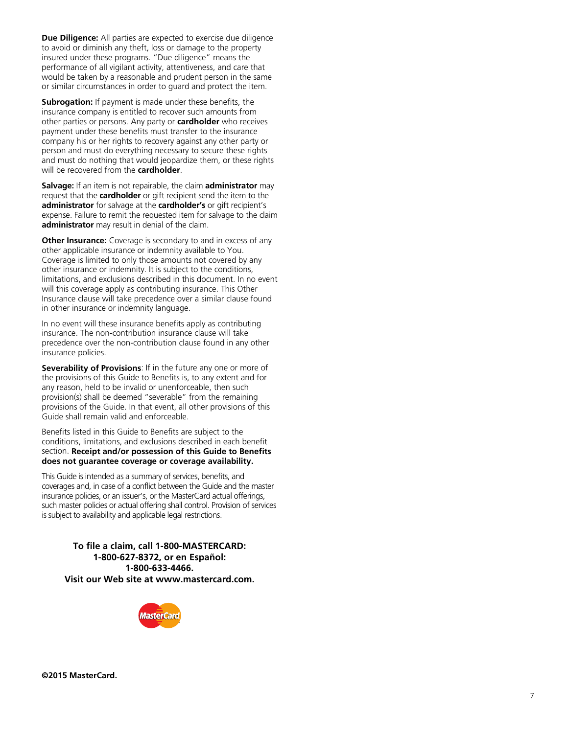**Due Diligence:** All parties are expected to exercise due diligence to avoid or diminish any theft, loss or damage to the property insured under these programs. "Due diligence" means the performance of all vigilant activity, attentiveness, and care that would be taken by a reasonable and prudent person in the same or similar circumstances in order to guard and protect the item.

**Subrogation:** If payment is made under these benefits, the insurance company is entitled to recover such amounts from other parties or persons. Any party or **cardholder** who receives payment under these benefits must transfer to the insurance company his or her rights to recovery against any other party or person and must do everything necessary to secure these rights and must do nothing that would jeopardize them, or these rights will be recovered from the **cardholder**.

**Salvage:** If an item is not repairable, the claim **administrator** may request that the **cardholder** or gift recipient send the item to the **administrator** for salvage at the **cardholder's** or gift recipient's expense. Failure to remit the requested item for salvage to the claim **administrator** may result in denial of the claim.

**Other Insurance:** Coverage is secondary to and in excess of any other applicable insurance or indemnity available to You. Coverage is limited to only those amounts not covered by any other insurance or indemnity. It is subject to the conditions, limitations, and exclusions described in this document. In no event will this coverage apply as contributing insurance. This Other Insurance clause will take precedence over a similar clause found in other insurance or indemnity language.

In no event will these insurance benefits apply as contributing insurance. The non-contribution insurance clause will take precedence over the non-contribution clause found in any other insurance policies.

**Severability of Provisions**: If in the future any one or more of the provisions of this Guide to Benefits is, to any extent and for any reason, held to be invalid or unenforceable, then such provision(s) shall be deemed "severable" from the remaining provisions of the Guide. In that event, all other provisions of this Guide shall remain valid and enforceable.

Benefits listed in this Guide to Benefits are subject to the conditions, limitations, and exclusions described in each benefit section. **Receipt and/or possession of this Guide to Benefits does not guarantee coverage or coverage availability.**

This Guide is intended as a summary of services, benefits, and coverages and, in case of a conflict between the Guide and the master insurance policies, or an issuer's, or the MasterCard actual offerings, such master policies or actual offering shall control. Provision of services is subject to availability and applicable legal restrictions.

**To file a claim, call 1-800-MASTERCARD: 1-800-627-8372, or en Español: 1-800-633-4466. Visit our Web site at www.mastercard.com.**

**©2015 MasterCard.**